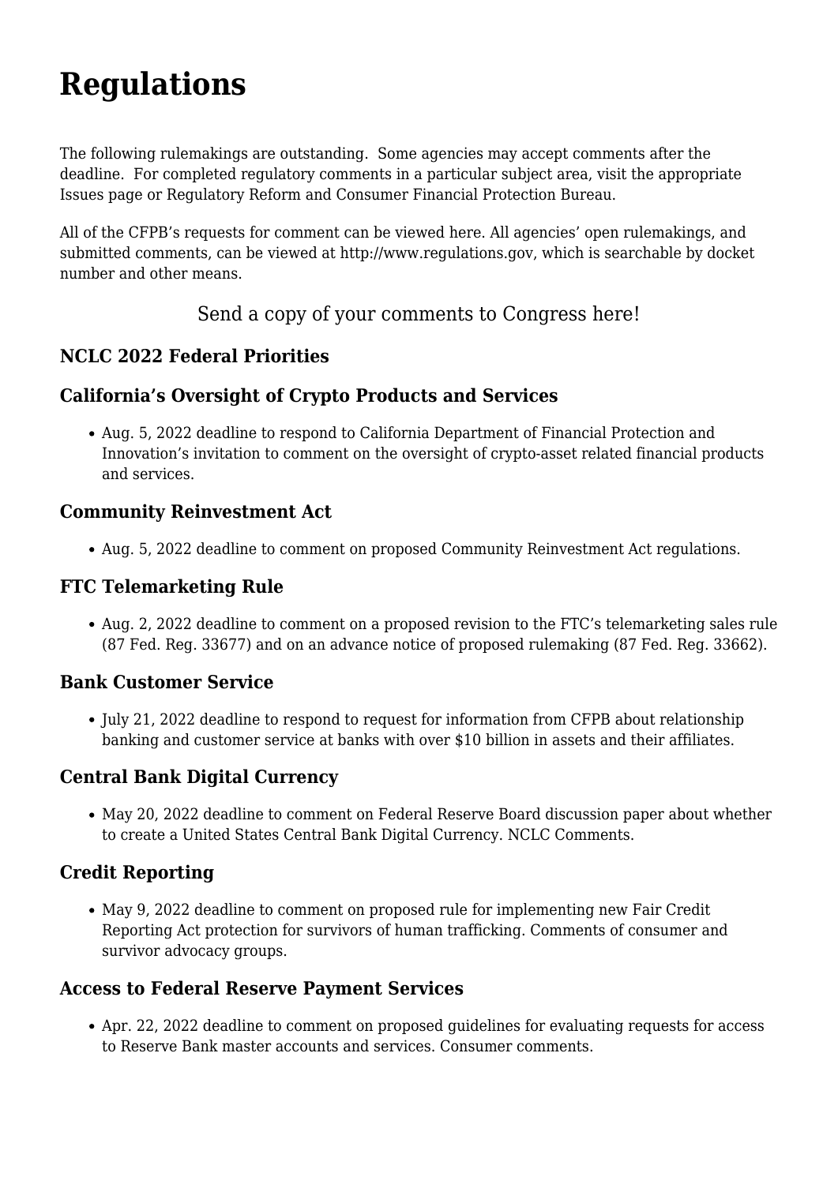# Regulations

The following rulemakings are outstanding.  Some agencies may accept comments after the deadline.  For completed regulatory comments in a particular subject area, visit the appropriate Issues page or Regulatory Reform and Consumer Financial Protection Bureau.

All of the CFPB's requests for comment can be viewed here. All agencies' open rulemakings, and submitted comments, can be viewed at http://www.regulations.gov, which is searchable by docket number and other means.

Send a copy of your comments to Congress here!

### NCLC 2022 Federal Priorities

### California's Oversight of Crypto Products and Services

- Aug. 5, 2022 deadline to respond to California Department of Financial Protection and Innovation's invitation to comment on the oversight of crypto-asset related financial products and services.

### Community Reinvestment Act

- Aug. 5, 2022 deadline to comment on proposed Community Reinvestment Act regulations.

### FTC Telemarketing Rule

- Aug. 2, 2022 deadline to comment on a proposed revision to the FTC's telemarketing sales rule (87 Fed. Reg. 33677) and on an advance notice of proposed rulemaking (87 Fed. Reg. 33662).

### Bank Customer Service

- July 21, 2022 deadline to respond to request for information from CFPB about relationship banking and customer service at banks with over $10 billion in assets and their affiliates.

### Central Bank Digital Currency

- May 20, 2022 deadline to comment on Federal Reserve Board discussion paper about whether to create a United States Central Bank Digital Currency. NCLC Comments.

### Credit Reporting

- May 9, 2022 deadline to comment on proposed rule for implementing new Fair Credit Reporting Act protection for survivors of human trafficking. Comments of consumer and survivor advocacy groups.

### Access to Federal Reserve Payment Services

- Apr. 22, 2022 deadline to comment on proposed guidelines for evaluating requests for access to Reserve Bank master accounts and services. Consumer comments.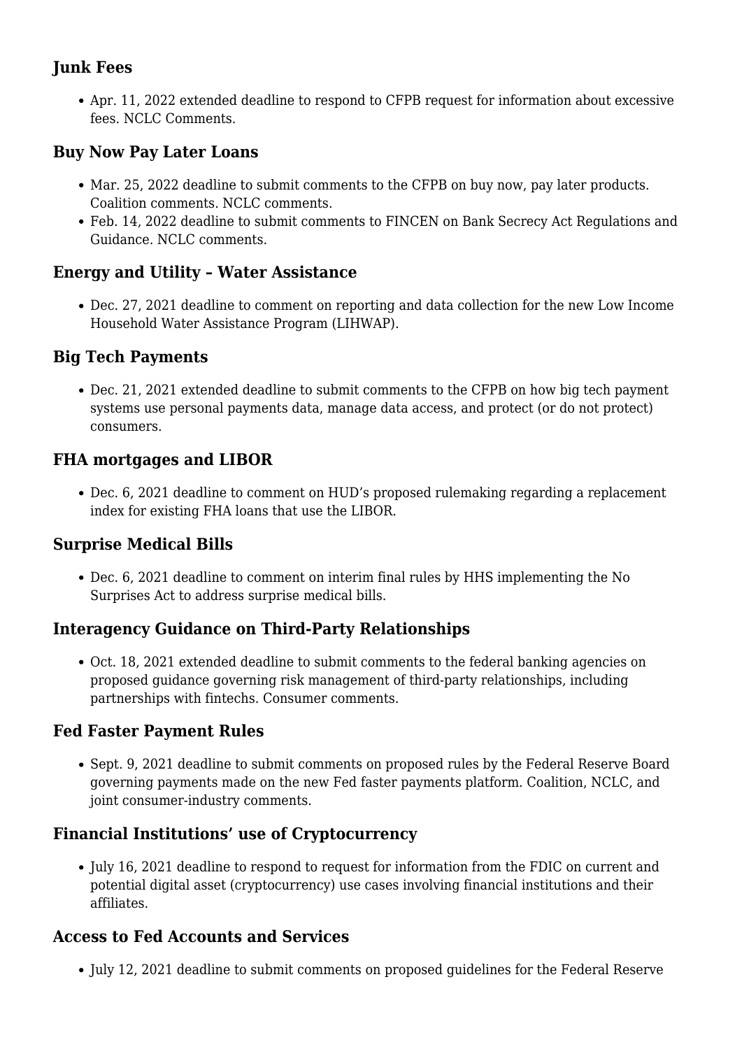### Junk Fees

- Apr. 11, 2022 extended deadline to respond to CFPB request for information about excessive fees. NCLC Comments.

### Buy Now Pay Later Loans

- Mar. 25, 2022 deadline to submit comments to the CFPB on buy now, pay later products. Coalition comments. NCLC comments.
- Feb. 14, 2022 deadline to submit comments to FINCEN on Bank Secrecy Act Regulations and Guidance. NCLC comments.

### Energy and Utility – Water Assistance

- Dec. 27, 2021 deadline to comment on reporting and data collection for the new Low Income Household Water Assistance Program (LIHWAP).

### Big Tech Payments

- Dec. 21, 2021 extended deadline to submit comments to the CFPB on how big tech payment systems use personal payments data, manage data access, and protect (or do not protect) consumers.

### FHA mortgages and LIBOR

- Dec. 6, 2021 deadline to comment on HUD's proposed rulemaking regarding a replacement index for existing FHA loans that use the LIBOR.

### Surprise Medical Bills

- Dec. 6, 2021 deadline to comment on interim final rules by HHS implementing the No Surprises Act to address surprise medical bills.

### Interagency Guidance on Third-Party Relationships

- Oct. 18, 2021 extended deadline to submit comments to the federal banking agencies on proposed guidance governing risk management of third-party relationships, including partnerships with fintechs. Consumer comments.

### Fed Faster Payment Rules

- Sept. 9, 2021 deadline to submit comments on proposed rules by the Federal Reserve Board governing payments made on the new Fed faster payments platform. Coalition, NCLC, and joint consumer-industry comments.

### Financial Institutions' use of Cryptocurrency

- July 16, 2021 deadline to respond to request for information from the FDIC on current and potential digital asset (cryptocurrency) use cases involving financial institutions and their affiliates.

### Access to Fed Accounts and Services

- July 12, 2021 deadline to submit comments on proposed guidelines for the Federal Reserve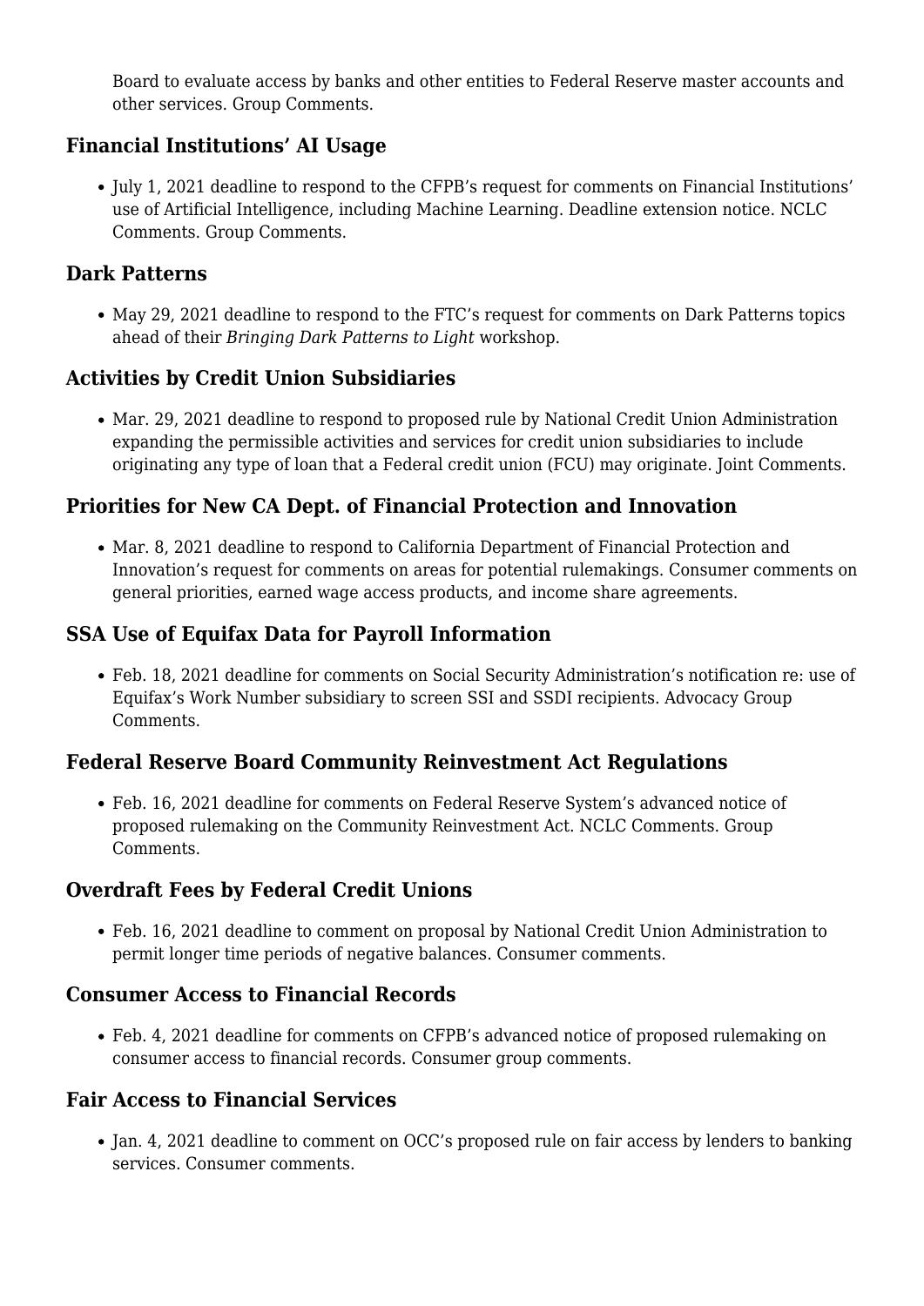Board to evaluate access by banks and other entities to Federal Reserve master accounts and other services. Group Comments.

### Financial Institutions' AI Usage

- July 1, 2021 deadline to respond to the CFPB's request for comments on Financial Institutions' use of Artificial Intelligence, including Machine Learning. Deadline extension notice. NCLC Comments. Group Comments.

### Dark Patterns

- May 29, 2021 deadline to respond to the FTC's request for comments on Dark Patterns topics ahead of their *Bringing Dark Patterns to Light* workshop.

### Activities by Credit Union Subsidiaries

- Mar. 29, 2021 deadline to respond to proposed rule by National Credit Union Administration expanding the permissible activities and services for credit union subsidiaries to include originating any type of loan that a Federal credit union (FCU) may originate. Joint Comments.

### Priorities for New CA Dept. of Financial Protection and Innovation

- Mar. 8, 2021 deadline to respond to California Department of Financial Protection and Innovation's request for comments on areas for potential rulemakings. Consumer comments on general priorities, earned wage access products, and income share agreements.

### SSA Use of Equifax Data for Payroll Information

- Feb. 18, 2021 deadline for comments on Social Security Administration's notification re: use of Equifax's Work Number subsidiary to screen SSI and SSDI recipients. Advocacy Group Comments.

### Federal Reserve Board Community Reinvestment Act Regulations

- Feb. 16, 2021 deadline for comments on Federal Reserve System's advanced notice of proposed rulemaking on the Community Reinvestment Act. NCLC Comments. Group Comments.

### Overdraft Fees by Federal Credit Unions

- Feb. 16, 2021 deadline to comment on proposal by National Credit Union Administration to permit longer time periods of negative balances. Consumer comments.

### Consumer Access to Financial Records

- Feb. 4, 2021 deadline for comments on CFPB's advanced notice of proposed rulemaking on consumer access to financial records. Consumer group comments.

### Fair Access to Financial Services

- Jan. 4, 2021 deadline to comment on OCC's proposed rule on fair access by lenders to banking services. Consumer comments.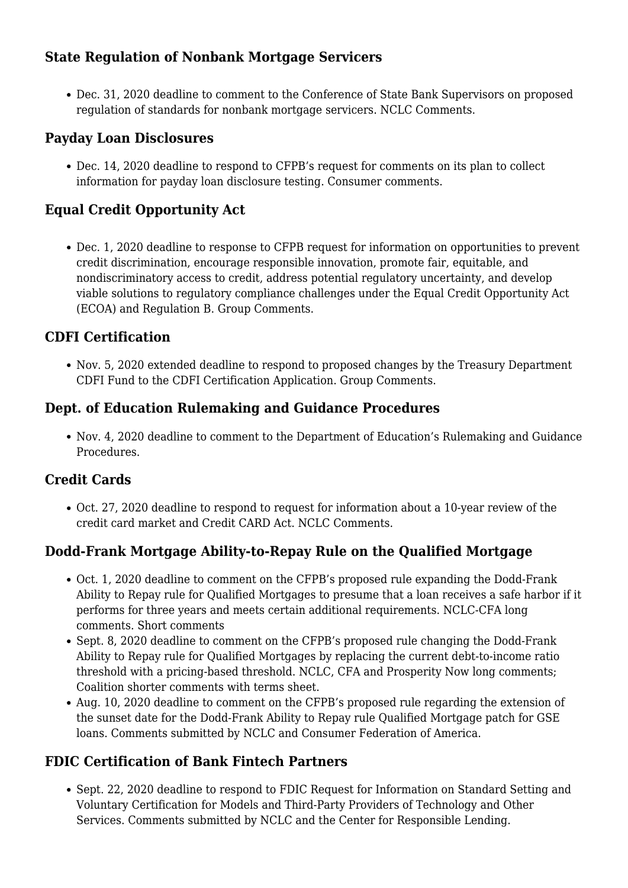### State Regulation of Nonbank Mortgage Servicers

- Dec. 31, 2020 deadline to comment to the Conference of State Bank Supervisors on proposed regulation of standards for nonbank mortgage servicers. NCLC Comments.

### Payday Loan Disclosures

- Dec. 14, 2020 deadline to respond to CFPB's request for comments on its plan to collect information for payday loan disclosure testing. Consumer comments.

### Equal Credit Opportunity Act

- Dec. 1, 2020 deadline to response to CFPB request for information on opportunities to prevent credit discrimination, encourage responsible innovation, promote fair, equitable, and nondiscriminatory access to credit, address potential regulatory uncertainty, and develop viable solutions to regulatory compliance challenges under the Equal Credit Opportunity Act (ECOA) and Regulation B. Group Comments.

### CDFI Certification

- Nov. 5, 2020 extended deadline to respond to proposed changes by the Treasury Department CDFI Fund to the CDFI Certification Application. Group Comments.

### Dept. of Education Rulemaking and Guidance Procedures

- Nov. 4, 2020 deadline to comment to the Department of Education's Rulemaking and Guidance Procedures.

### Credit Cards

- Oct. 27, 2020 deadline to respond to request for information about a 10-year review of the credit card market and Credit CARD Act. NCLC Comments.

### Dodd-Frank Mortgage Ability-to-Repay Rule on the Qualified Mortgage

- Oct. 1, 2020 deadline to comment on the CFPB's proposed rule expanding the Dodd-Frank Ability to Repay rule for Qualified Mortgages to presume that a loan receives a safe harbor if it performs for three years and meets certain additional requirements. NCLC-CFA long comments. Short comments
- Sept. 8, 2020 deadline to comment on the CFPB's proposed rule changing the Dodd-Frank Ability to Repay rule for Qualified Mortgages by replacing the current debt-to-income ratio threshold with a pricing-based threshold. NCLC, CFA and Prosperity Now long comments; Coalition shorter comments with terms sheet.
- Aug. 10, 2020 deadline to comment on the CFPB's proposed rule regarding the extension of the sunset date for the Dodd-Frank Ability to Repay rule Qualified Mortgage patch for GSE loans. Comments submitted by NCLC and Consumer Federation of America.

### FDIC Certification of Bank Fintech Partners

- Sept. 22, 2020 deadline to respond to FDIC Request for Information on Standard Setting and Voluntary Certification for Models and Third-Party Providers of Technology and Other Services. Comments submitted by NCLC and the Center for Responsible Lending.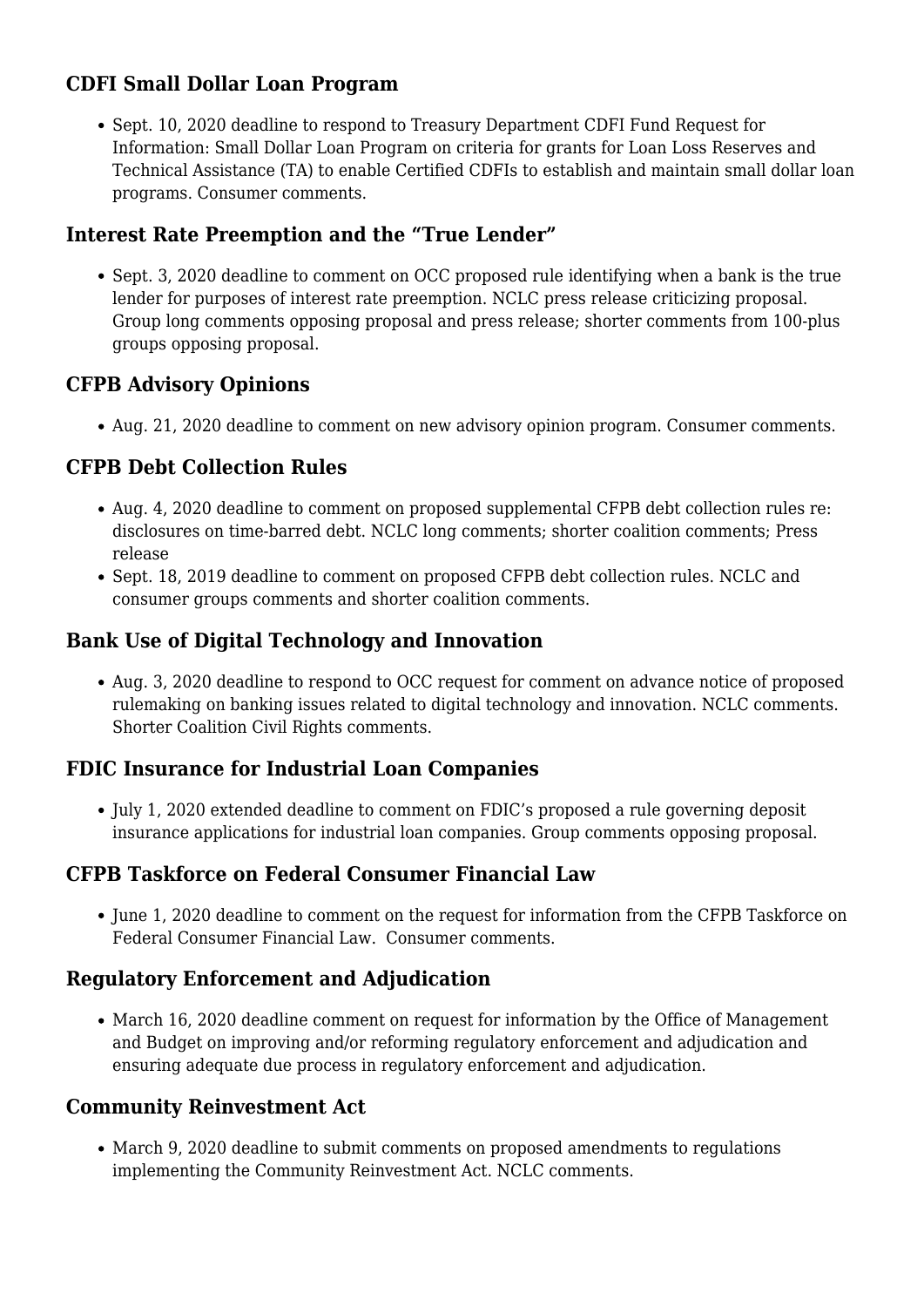### CDFI Small Dollar Loan Program

- Sept. 10, 2020 deadline to respond to Treasury Department CDFI Fund Request for Information: Small Dollar Loan Program on criteria for grants for Loan Loss Reserves and Technical Assistance (TA) to enable Certified CDFIs to establish and maintain small dollar loan programs. Consumer comments.

### Interest Rate Preemption and the "True Lender"

- Sept. 3, 2020 deadline to comment on OCC proposed rule identifying when a bank is the true lender for purposes of interest rate preemption. NCLC press release criticizing proposal. Group long comments opposing proposal and press release; shorter comments from 100-plus groups opposing proposal.

### CFPB Advisory Opinions

- Aug. 21, 2020 deadline to comment on new advisory opinion program. Consumer comments.

### CFPB Debt Collection Rules

- Aug. 4, 2020 deadline to comment on proposed supplemental CFPB debt collection rules re: disclosures on time-barred debt. NCLC long comments; shorter coalition comments; Press release
- Sept. 18, 2019 deadline to comment on proposed CFPB debt collection rules. NCLC and consumer groups comments and shorter coalition comments.

### Bank Use of Digital Technology and Innovation

- Aug. 3, 2020 deadline to respond to OCC request for comment on advance notice of proposed rulemaking on banking issues related to digital technology and innovation. NCLC comments. Shorter Coalition Civil Rights comments.

### FDIC Insurance for Industrial Loan Companies

- July 1, 2020 extended deadline to comment on FDIC's proposed a rule governing deposit insurance applications for industrial loan companies. Group comments opposing proposal.

### CFPB Taskforce on Federal Consumer Financial Law

- June 1, 2020 deadline to comment on the request for information from the CFPB Taskforce on Federal Consumer Financial Law. Consumer comments.

### Regulatory Enforcement and Adjudication

- March 16, 2020 deadline comment on request for information by the Office of Management and Budget on improving and/or reforming regulatory enforcement and adjudication and ensuring adequate due process in regulatory enforcement and adjudication.

### Community Reinvestment Act

- March 9, 2020 deadline to submit comments on proposed amendments to regulations implementing the Community Reinvestment Act. NCLC comments.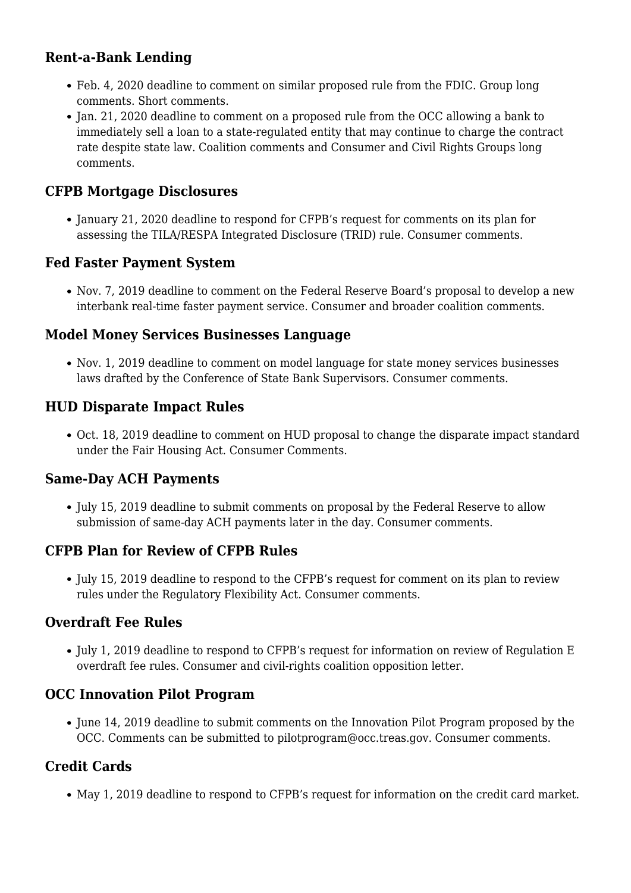### Rent-a-Bank Lending

- Feb. 4, 2020 deadline to comment on similar proposed rule from the FDIC. Group long comments. Short comments.
- Jan. 21, 2020 deadline to comment on a proposed rule from the OCC allowing a bank to immediately sell a loan to a state-regulated entity that may continue to charge the contract rate despite state law. Coalition comments and Consumer and Civil Rights Groups long comments.

### CFPB Mortgage Disclosures

- January 21, 2020 deadline to respond for CFPB's request for comments on its plan for assessing the TILA/RESPA Integrated Disclosure (TRID) rule. Consumer comments.

### Fed Faster Payment System

- Nov. 7, 2019 deadline to comment on the Federal Reserve Board's proposal to develop a new interbank real-time faster payment service. Consumer and broader coalition comments.

### Model Money Services Businesses Language

- Nov. 1, 2019 deadline to comment on model language for state money services businesses laws drafted by the Conference of State Bank Supervisors. Consumer comments.

### HUD Disparate Impact Rules

- Oct. 18, 2019 deadline to comment on HUD proposal to change the disparate impact standard under the Fair Housing Act. Consumer Comments.

### Same-Day ACH Payments

- July 15, 2019 deadline to submit comments on proposal by the Federal Reserve to allow submission of same-day ACH payments later in the day. Consumer comments.

### CFPB Plan for Review of CFPB Rules

- July 15, 2019 deadline to respond to the CFPB's request for comment on its plan to review rules under the Regulatory Flexibility Act. Consumer comments.

### Overdraft Fee Rules

- July 1, 2019 deadline to respond to CFPB's request for information on review of Regulation E overdraft fee rules. Consumer and civil-rights coalition opposition letter.

### OCC Innovation Pilot Program

- June 14, 2019 deadline to submit comments on the Innovation Pilot Program proposed by the OCC. Comments can be submitted to pilotprogram@occ.treas.gov. Consumer comments.

### Credit Cards

- May 1, 2019 deadline to respond to CFPB's request for information on the credit card market.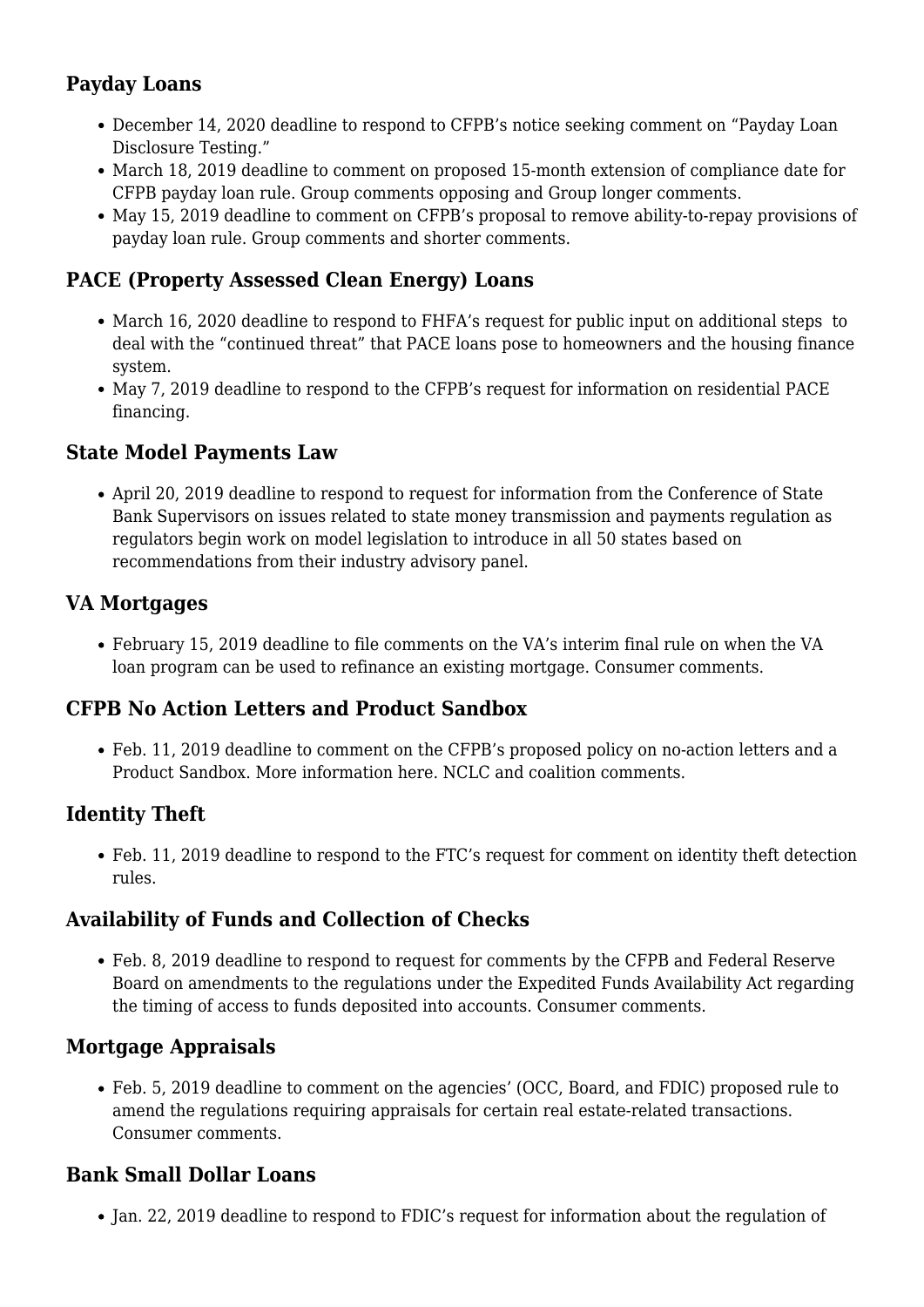### Payday Loans

- December 14, 2020 deadline to respond to CFPB's notice seeking comment on "Payday Loan Disclosure Testing."
- March 18, 2019 deadline to comment on proposed 15-month extension of compliance date for CFPB payday loan rule. Group comments opposing and Group longer comments.
- May 15, 2019 deadline to comment on CFPB's proposal to remove ability-to-repay provisions of payday loan rule. Group comments and shorter comments.

### PACE (Property Assessed Clean Energy) Loans

- March 16, 2020 deadline to respond to FHFA's request for public input on additional steps to deal with the "continued threat" that PACE loans pose to homeowners and the housing finance system.
- May 7, 2019 deadline to respond to the CFPB's request for information on residential PACE financing.

### State Model Payments Law

- April 20, 2019 deadline to respond to request for information from the Conference of State Bank Supervisors on issues related to state money transmission and payments regulation as regulators begin work on model legislation to introduce in all 50 states based on recommendations from their industry advisory panel.

### VA Mortgages

- February 15, 2019 deadline to file comments on the VA's interim final rule on when the VA loan program can be used to refinance an existing mortgage. Consumer comments.

### CFPB No Action Letters and Product Sandbox

- Feb. 11, 2019 deadline to comment on the CFPB's proposed policy on no-action letters and a Product Sandbox. More information here. NCLC and coalition comments.

### Identity Theft

- Feb. 11, 2019 deadline to respond to the FTC's request for comment on identity theft detection rules.

### Availability of Funds and Collection of Checks

- Feb. 8, 2019 deadline to respond to request for comments by the CFPB and Federal Reserve Board on amendments to the regulations under the Expedited Funds Availability Act regarding the timing of access to funds deposited into accounts. Consumer comments.

### Mortgage Appraisals

- Feb. 5, 2019 deadline to comment on the agencies' (OCC, Board, and FDIC) proposed rule to amend the regulations requiring appraisals for certain real estate-related transactions. Consumer comments.

### Bank Small Dollar Loans

- Jan. 22, 2019 deadline to respond to FDIC's request for information about the regulation of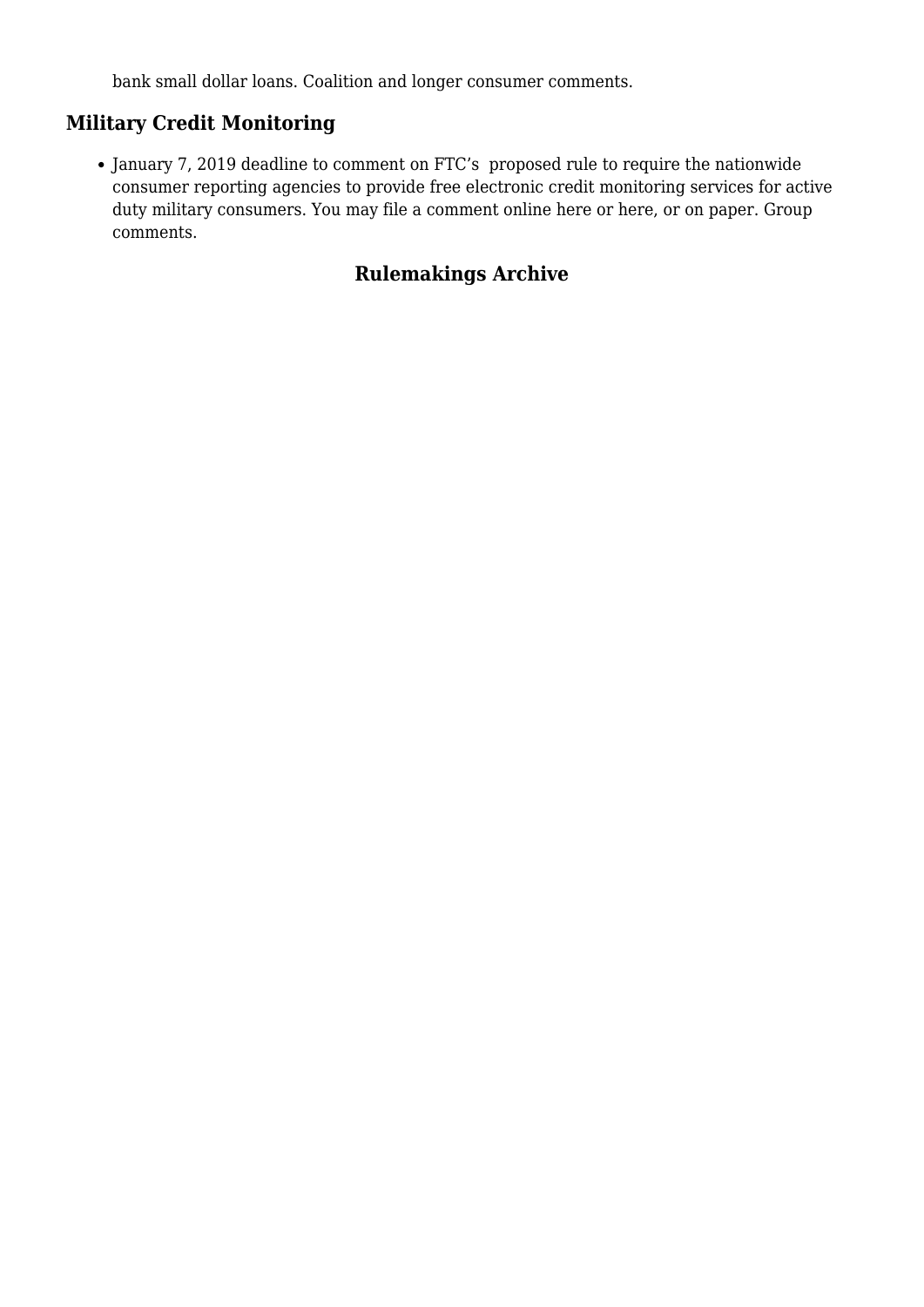bank small dollar loans. Coalition and longer consumer comments.

## Military Credit Monitoring

- January 7, 2019 deadline to comment on FTC's  proposed rule to require the nationwide consumer reporting agencies to provide free electronic credit monitoring services for active duty military consumers. You may file a comment online here or here, or on paper. Group comments.

## Rulemakings Archive